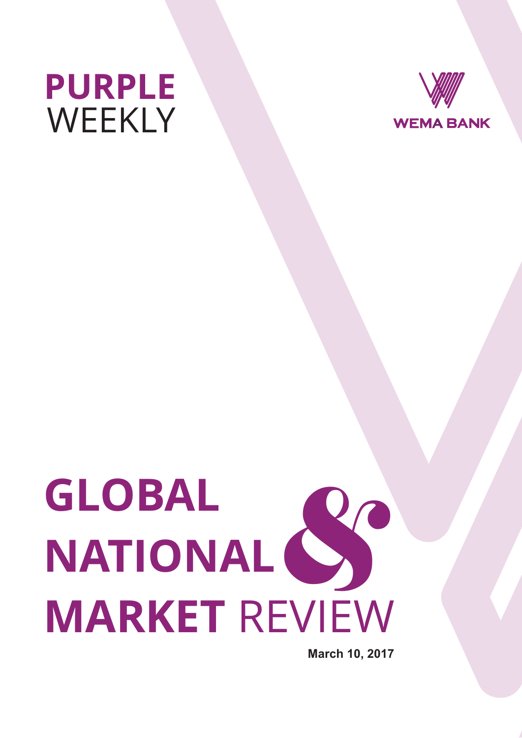# PURPLE WEEKLY

WEMA BANK

# GLOBAL NATIONAL & MARKET REVIEW

**March 10, 2017**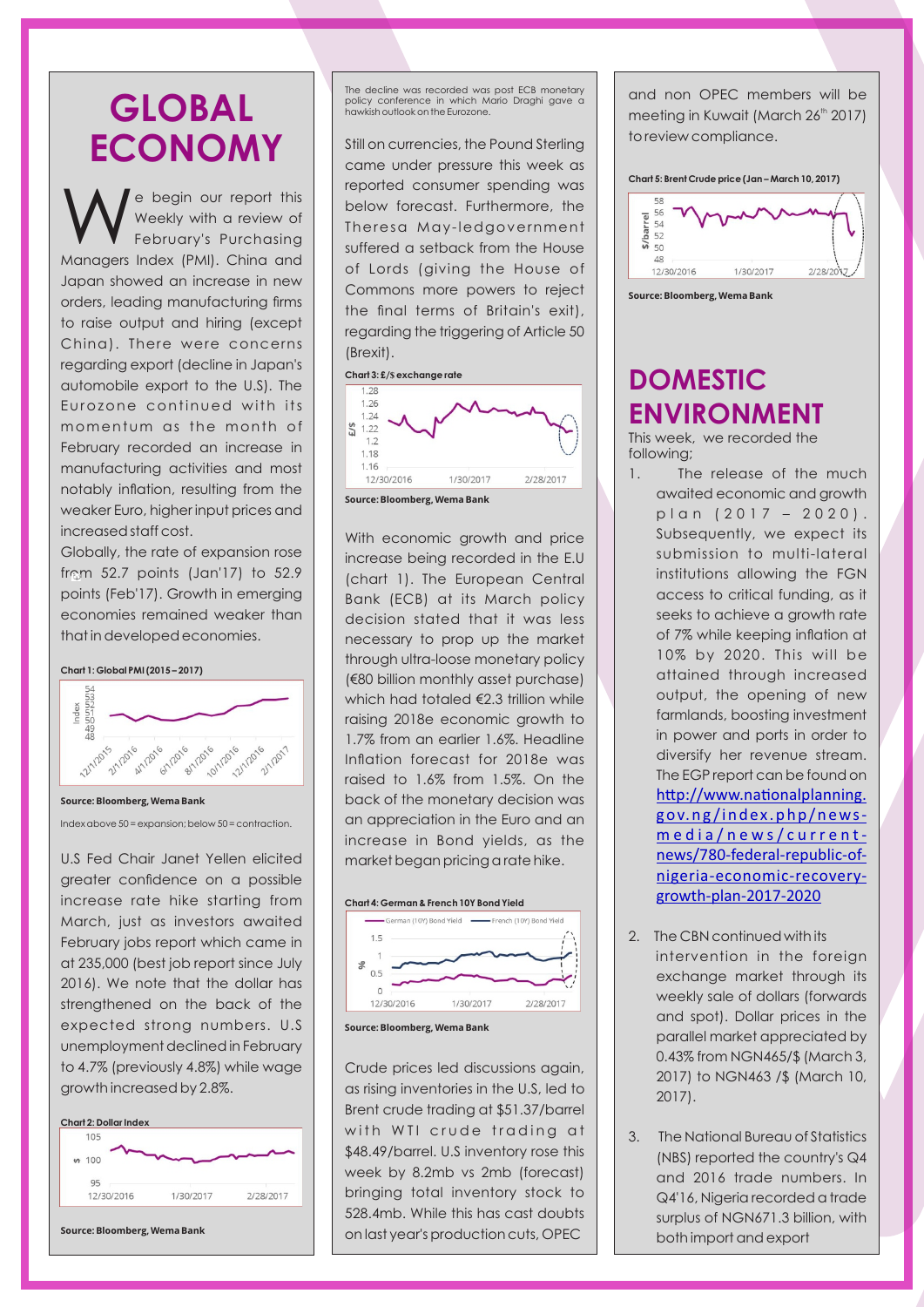# GLOBAL ECONOMY

We begin our report this Weekly with a review of February's Purchasing Managers Index (PMI). China and Japan showed an increase in new orders, leading manufacturing firms to raise output and hiring (except China). There were concerns regarding export (decline in Japan's automobile export to the U.S). The Eurozone continued with its momentum as the month of February recorded an increase in manufacturing activities and most notably inflation, resulting from the weaker Euro, higher input prices and increased staff cost.

Globally, the rate of expansion rose from 52.7 points (Jan'17) to 52.9 points (Feb'17). Growth in emerging economies remained weaker than that in developed economies.

**Chart 1: Global PMI (2015 – 2017)**

**Source: Bloomberg, Wema Bank**

Index above 50 = expansion; below 50 = contraction.

U.S Fed Chair Janet Yellen elicited greater confidence on a possible increase rate hike starting from March, just as investors awaited February jobs report which came in at 235,000 (best job report since July 2016). We note that the dollar has strengthened on the back of the expected strong numbers. U.S unemployment declined in February to 4.7% (previously 4.8%) while wage growth increased by 2.8%.

**Chart 2: Dollar Index**

**Source: Bloomberg, Wema Bank**

The decline was recorded was post ECB monetary policy conference in which Mario Draghi gave a hawkish outlook on the Eurozone.

Still on currencies, the Pound Sterling came under pressure this week as reported consumer spending was below forecast. Furthermore, the Theresa May-led government suffered a setback from the House of Lords (giving the House of Commons more powers to reject the final terms of Britain's exit), regarding the triggering of Article 50 (Brexit).

**Chart 3: £/$ exchange rate**

**Source: Bloomberg, Wema Bank**

With economic growth and price increase being recorded in the E.U (chart 1). The European Central Bank (ECB) at its March policy decision stated that it was less necessary to prop up the market through ultra-loose monetary policy (€80 billion monthly asset purchase) which had totaled €2.3 trillion while raising 2018e economic growth to 1.7% from an earlier 1.6%. Headline Inflation forecast for 2018e was raised to 1.6% from 1.5%. On the back of the monetary decision was an appreciation in the Euro and an increase in Bond yields, as the market began pricing a rate hike.

**Chart 4: German & French 10Y Bond Yield**

**Source: Bloomberg, Wema Bank**

Crude prices led discussions again, as rising inventories in the U.S, led to Brent crude trading at $51.37/barrel with WTI crude trading at $48.49/barrel. U.S inventory rose this week by 8.2mb vs 2mb (forecast) bringing total inventory stock to 528.4mb. While this has cast doubts on last year's production cuts, OPEC and non OPEC members will be meeting in Kuwait (March 26th 2017) to review compliance.

**Chart 5: Brent Crude price (Jan – March 10, 2017)**

**Source: Bloomberg, Wema Bank**

# DOMESTIC ENVIRONMENT

This week, we recorded the following;

1. The release of the much awaited economic and growth plan (2017 – 2020). Subsequently, we expect its submission to multi-lateral institutions allowing the FGN access to critical funding, as it seeks to achieve a growth rate of 7% while keeping inflation at 10% by 2020. This will be attained through increased output, the opening of new farmlands, boosting investment in power and ports in order to diversify her revenue stream. The EGP report can be found on http://www.nationalplanning.gov.ng/index.php/news-media/news/current-news/780-federal-republic-of-nigeria-economic-recovery-growth-plan-2017-2020

2. The CBN continued with its intervention in the foreign exchange market through its weekly sale of dollars (forwards and spot). Dollar prices in the parallel market appreciated by 0.43% from NGN465/$ (March 3, 2017) to NGN463 /$ (March 10, 2017).

3. The National Bureau of Statistics (NBS) reported the country's Q4 and 2016 trade numbers. In Q4'16, Nigeria recorded a trade surplus of NGN671.3 billion, with both import and export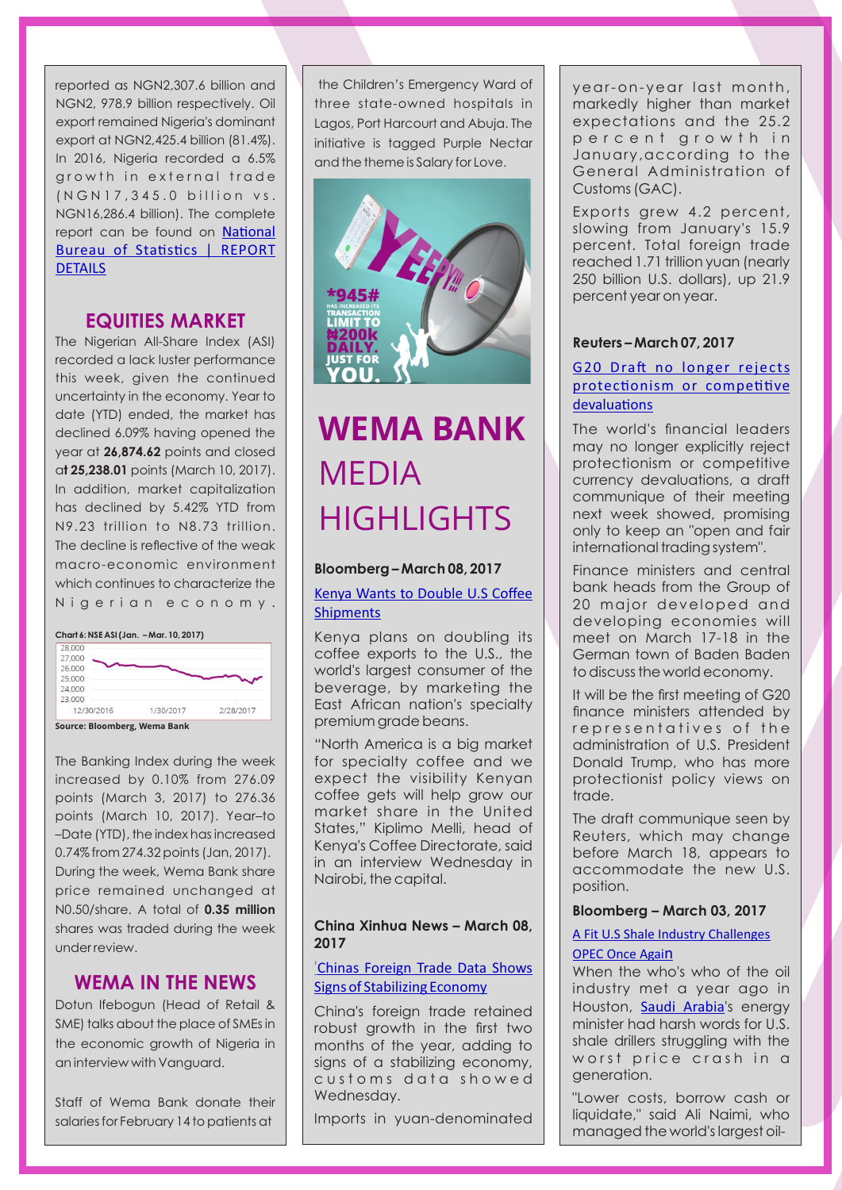reported as NGN2,307.6 billion and NGN2, 978.9 billion respectively. Oil export remained Nigeria's dominant export at NGN2,425.4 billion (81.4%). In 2016, Nigeria recorded a 6.5% growth in external trade (NGN17,345.0 billion vs. NGN16,286.4 billion). The complete report can be found on [National Bureau of Statistics | REPORT DETAILS]

## EQUITIES MARKET

The Nigerian All-Share Index (ASI) recorded a lack luster performance this week, given the continued uncertainty in the economy. Year to date (YTD) ended, the market has declined 6.09% having opened the year at **26,874.62** points and closed at **25,238.01** points (March 10, 2017). In addition, market capitalization has declined by 5.42% YTD from N9.23 trillion to N8.73 trillion. The decline is reflective of the weak macro-economic environment which continues to characterize the Nigerian economy.

**Chart 6: NSE ASI (Jan. – Mar. 10, 2017)**

**Source: Bloomberg, Wema Bank**

The Banking Index during the week increased by 0.10% from 276.09 points (March 3, 2017) to 276.36 points (March 10, 2017). Year–to –Date (YTD), the index has increased 0.74% from 274.32 points (Jan, 2017). During the week, Wema Bank share price remained unchanged at N0.50/share. A total of **0.35 million** shares was traded during the week under review.

## WEMA IN THE NEWS

Dotun Ifebogun (Head of Retail & SME) talks about the place of SMEs in the economic growth of Nigeria in an interview with Vanguard.

Staff of Wema Bank donate their salaries for February 14 to patients at the Children's Emergency Ward of three state-owned hospitals in Lagos, Port Harcourt and Abuja. The initiative is tagged Purple Nectar and the theme is Salary for Love.

# WEMA BANK MEDIA HIGHLIGHTS

**Bloomberg – March 08, 2017**

[Kenya Wants to Double U.S Coffee Shipments]

Kenya plans on doubling its coffee exports to the U.S., the world's largest consumer of the beverage, by marketing the East African nation's specialty premium grade beans.

"North America is a big market for specialty coffee and we expect the visibility Kenyan coffee gets will help grow our market share in the United States," Kiplimo Melli, head of Kenya's Coffee Directorate, said in an interview Wednesday in Nairobi, the capital.

**China Xinhua News – March 08, 2017**

['Chinas Foreign Trade Data Shows Signs of Stabilizing Economy]

China's foreign trade retained robust growth in the first two months of the year, adding to signs of a stabilizing economy, customs data showed Wednesday.

Imports in yuan-denominated year-on-year last month, markedly higher than market expectations and the 25.2 percent growth in January,according to the General Administration of Customs (GAC).

Exports grew 4.2 percent, slowing from January's 15.9 percent. Total foreign trade reached 1.71 trillion yuan (nearly 250 billion U.S. dollars), up 21.9 percent year on year.

**Reuters – March 07, 2017**

[G20 Draft no longer rejects protectionism or competitive devaluations]

The world's financial leaders may no longer explicitly reject protectionism or competitive currency devaluations, a draft communique of their meeting next week showed, promising only to keep an "open and fair international trading system".

Finance ministers and central bank heads from the Group of 20 major developed and developing economies will meet on March 17-18 in the German town of Baden Baden to discuss the world economy.

It will be the first meeting of G20 finance ministers attended by representatives of the administration of U.S. President Donald Trump, who has more protectionist policy views on trade.

The draft communique seen by Reuters, which may change before March 18, appears to accommodate the new U.S. position.

**Bloomberg – March 03, 2017**

[A Fit U.S Shale Industry Challenges OPEC Once Again]

When the who's who of the oil industry met a year ago in Houston, [Saudi Arabia]'s energy minister had harsh words for U.S. shale drillers struggling with the worst price crash in a generation.

"Lower costs, borrow cash or liquidate," said Ali Naimi, who managed the world's largest oil-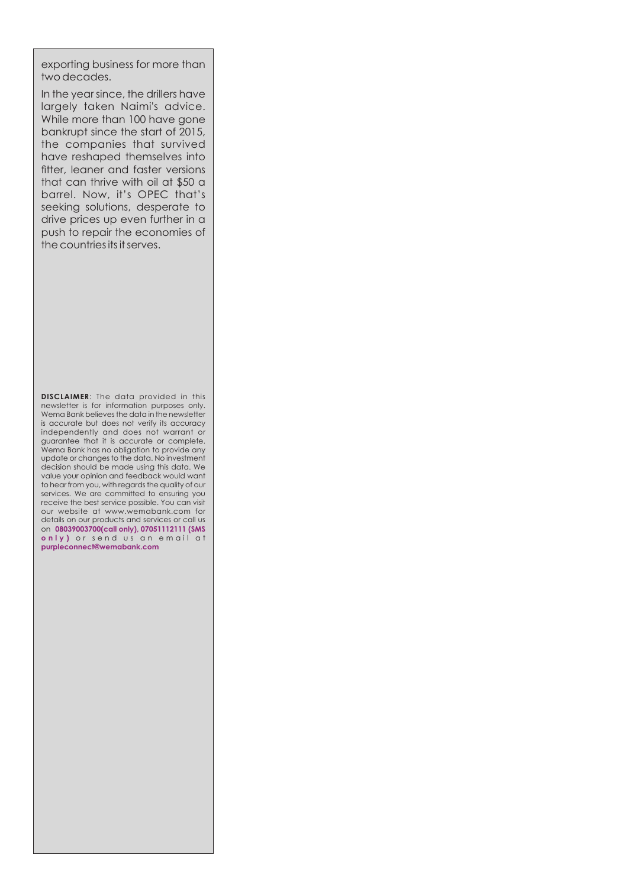exporting business for more than two decades.

In the year since, the drillers have largely taken Naimi's advice. While more than 100 have gone bankrupt since the start of 2015, the companies that survived have reshaped themselves into fitter, leaner and faster versions that can thrive with oil at $50 a barrel. Now, it's OPEC that's seeking solutions, desperate to drive prices up even further in a push to repair the economies of the countries its it serves.

**DISCLAIMER**: The data provided in this newsletter is for information purposes only. Wema Bank believes the data in the newsletter is accurate but does not verify its accuracy independently and does not warrant or guarantee that it is accurate or complete. Wema Bank has no obligation to provide any update or changes to the data. No investment decision should be made using this data. We value your opinion and feedback would want to hear from you, with regards the quality of our services. We are committed to ensuring you receive the best service possible. You can visit our website at www.wemabank.com for details on our products and services or call us on **08039003700(call only), 07051112111 (SMS only)** or send us an email at **purpleconnect@wemabank.com**